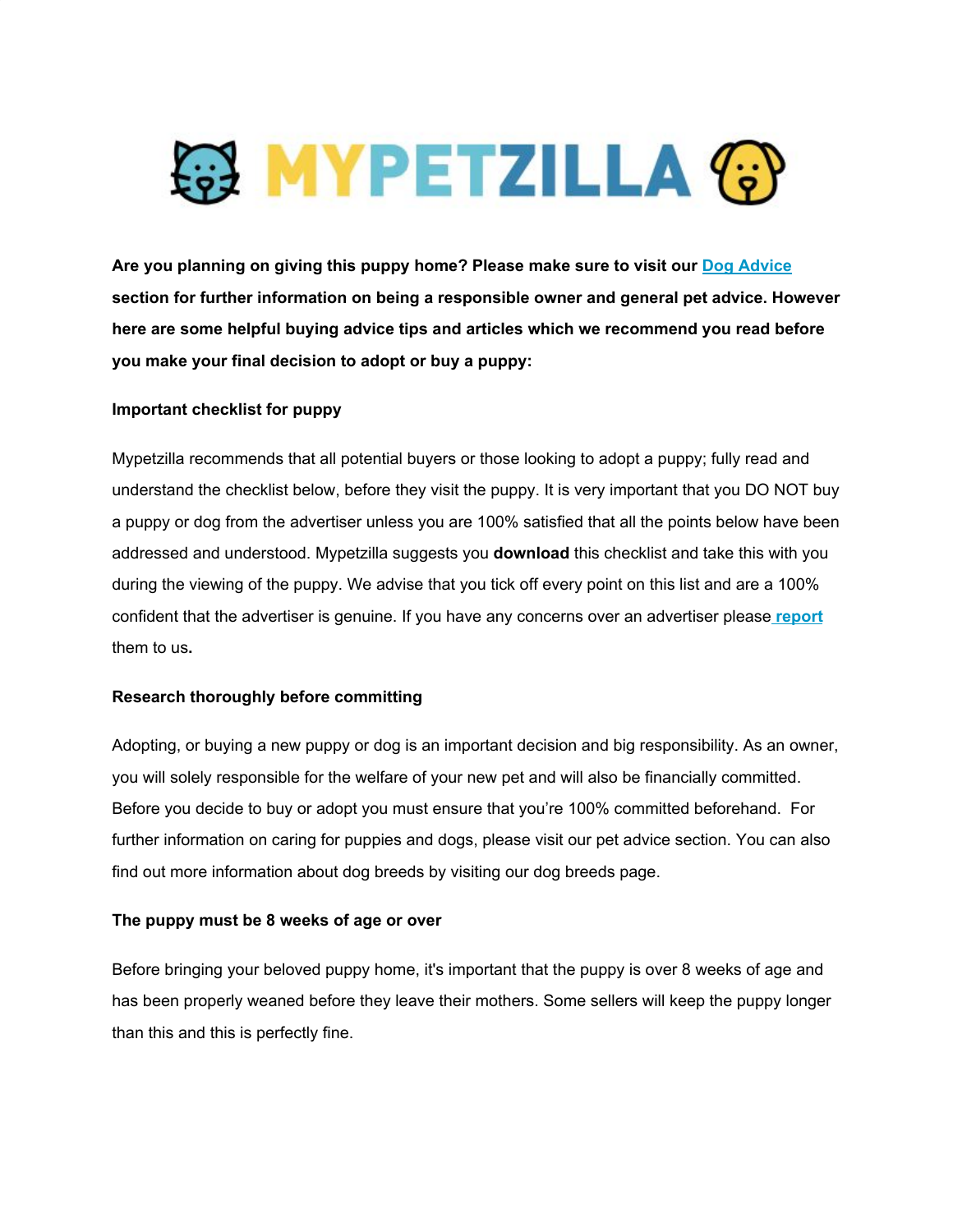# MYPETZILLA

**Are you planning on giving this puppy home? Please make sure to visit our Dog Advice section for further information on being a responsible owner and general pet advice. However here are some helpful buying advice tips and articles which we recommend you read before you make your final decision to adopt or buy a puppy:**

**Important checklist for puppy**

Mypetzilla recommends that all potential buyers or those looking to adopt a puppy; fully read and understand the checklist below, before they visit the puppy. It is very important that you DO NOT buy a puppy or dog from the advertiser unless you are 100% satisfied that all the points below have been addressed and understood. Mypetzilla suggests you **download** this checklist and take this with you during the viewing of the puppy. We advise that you tick off every point on this list and are a 100% confident that the advertiser is genuine. If you have any concerns over an advertiser please **report** them to us**.**

**Research thoroughly before committing**

Adopting, or buying a new puppy or dog is an important decision and big responsibility. As an owner, you will solely responsible for the welfare of your new pet and will also be financially committed. Before you decide to buy or adopt you must ensure that you're 100% committed beforehand. For further information on caring for puppies and dogs, please visit our pet advice section. You can also find out more information about dog breeds by visiting our dog breeds page.

**The puppy must be 8 weeks of age or over**

Before bringing your beloved puppy home, it's important that the puppy is over 8 weeks of age and has been properly weaned before they leave their mothers. Some sellers will keep the puppy longer than this and this is perfectly fine.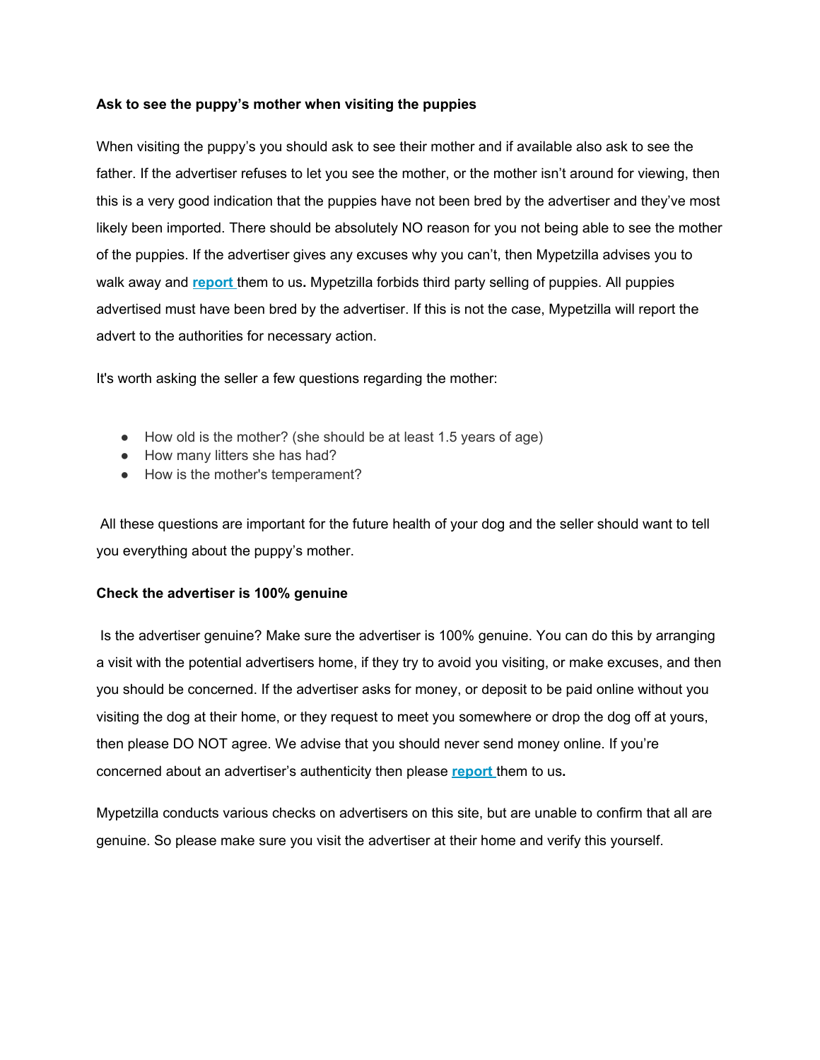**Ask to see the puppy's mother when visiting the puppies**

When visiting the puppy's you should ask to see their mother and if available also ask to see the father. If the advertiser refuses to let you see the mother, or the mother isn't around for viewing, then this is a very good indication that the puppies have not been bred by the advertiser and they've most likely been imported. There should be absolutely NO reason for you not being able to see the mother of the puppies. If the advertiser gives any excuses why you can't, then Mypetzilla advises you to walk away and **report** them to us**.** Mypetzilla forbids third party selling of puppies. All puppies advertised must have been bred by the advertiser. If this is not the case, Mypetzilla will report the advert to the authorities for necessary action.

It's worth asking the seller a few questions regarding the mother:

- How old is the mother? (she should be at least 1.5 years of age)
- How many litters she has had?
- How is the mother's temperament?

All these questions are important for the future health of your dog and the seller should want to tell you everything about the puppy's mother.

**Check the advertiser is 100% genuine**

Is the advertiser genuine? Make sure the advertiser is 100% genuine. You can do this by arranging a visit with the potential advertisers home, if they try to avoid you visiting, or make excuses, and then you should be concerned. If the advertiser asks for money, or deposit to be paid online without you visiting the dog at their home, or they request to meet you somewhere or drop the dog off at yours, then please DO NOT agree. We advise that you should never send money online. If you're concerned about an advertiser's authenticity then please **report** them to us**.**

Mypetzilla conducts various checks on advertisers on this site, but are unable to confirm that all are genuine. So please make sure you visit the advertiser at their home and verify this yourself.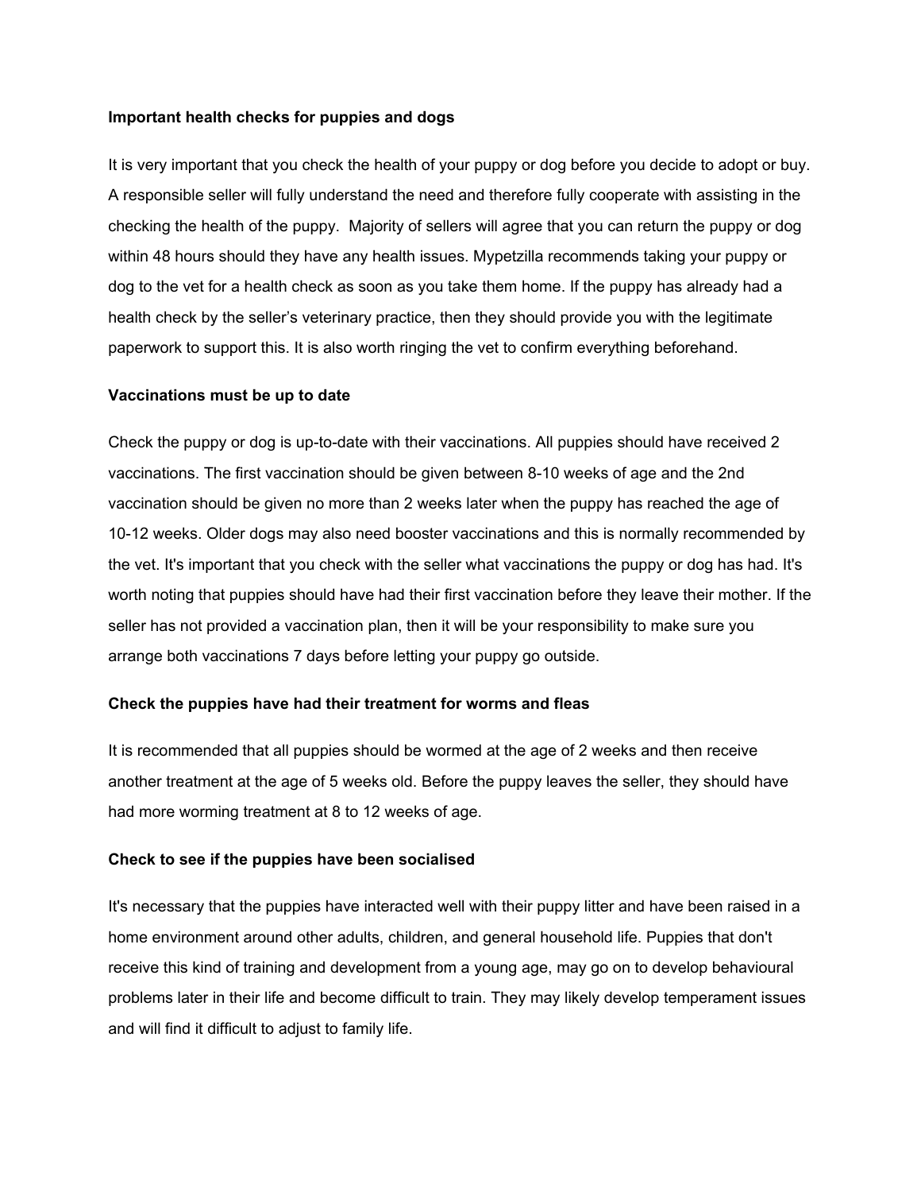**Important health checks for puppies and dogs**

It is very important that you check the health of your puppy or dog before you decide to adopt or buy. A responsible seller will fully understand the need and therefore fully cooperate with assisting in the checking the health of the puppy. Majority of sellers will agree that you can return the puppy or dog within 48 hours should they have any health issues. Mypetzilla recommends taking your puppy or dog to the vet for a health check as soon as you take them home. If the puppy has already had a health check by the seller's veterinary practice, then they should provide you with the legitimate paperwork to support this. It is also worth ringing the vet to confirm everything beforehand.

**Vaccinations must be up to date**

Check the puppy or dog is up-to-date with their vaccinations. All puppies should have received 2 vaccinations. The first vaccination should be given between 8-10 weeks of age and the 2nd vaccination should be given no more than 2 weeks later when the puppy has reached the age of 10-12 weeks. Older dogs may also need booster vaccinations and this is normally recommended by the vet. It's important that you check with the seller what vaccinations the puppy or dog has had. It's worth noting that puppies should have had their first vaccination before they leave their mother. If the seller has not provided a vaccination plan, then it will be your responsibility to make sure you arrange both vaccinations 7 days before letting your puppy go outside.

**Check the puppies have had their treatment for worms and fleas**

It is recommended that all puppies should be wormed at the age of 2 weeks and then receive another treatment at the age of 5 weeks old. Before the puppy leaves the seller, they should have had more worming treatment at 8 to 12 weeks of age.

**Check to see if the puppies have been socialised**

It's necessary that the puppies have interacted well with their puppy litter and have been raised in a home environment around other adults, children, and general household life. Puppies that don't receive this kind of training and development from a young age, may go on to develop behavioural problems later in their life and become difficult to train. They may likely develop temperament issues and will find it difficult to adjust to family life.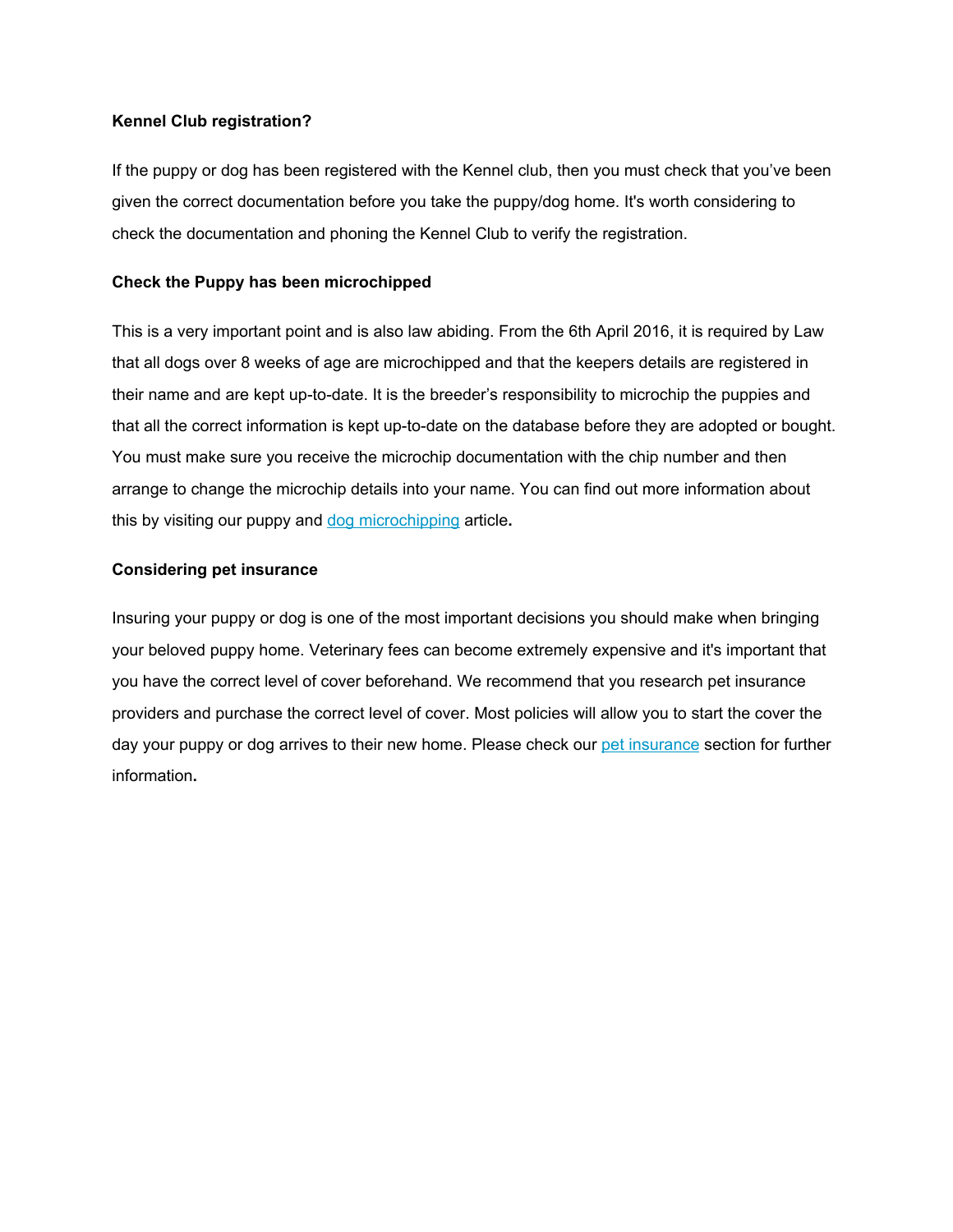**Kennel Club registration?**

If the puppy or dog has been registered with the Kennel club, then you must check that you've been given the correct documentation before you take the puppy/dog home. It's worth considering to check the documentation and phoning the Kennel Club to verify the registration.

**Check the Puppy has been microchipped**

This is a very important point and is also law abiding. From the 6th April 2016, it is required by Law that all dogs over 8 weeks of age are microchipped and that the keepers details are registered in their name and are kept up-to-date. It is the breeder's responsibility to microchip the puppies and that all the correct information is kept up-to-date on the database before they are adopted or bought. You must make sure you receive the microchip documentation with the chip number and then arrange to change the microchip details into your name. You can find out more information about this by visiting our puppy and dog microchipping article.

**Considering pet insurance**

Insuring your puppy or dog is one of the most important decisions you should make when bringing your beloved puppy home. Veterinary fees can become extremely expensive and it's important that you have the correct level of cover beforehand. We recommend that you research pet insurance providers and purchase the correct level of cover. Most policies will allow you to start the cover the day your puppy or dog arrives to their new home. Please check our pet insurance section for further information.